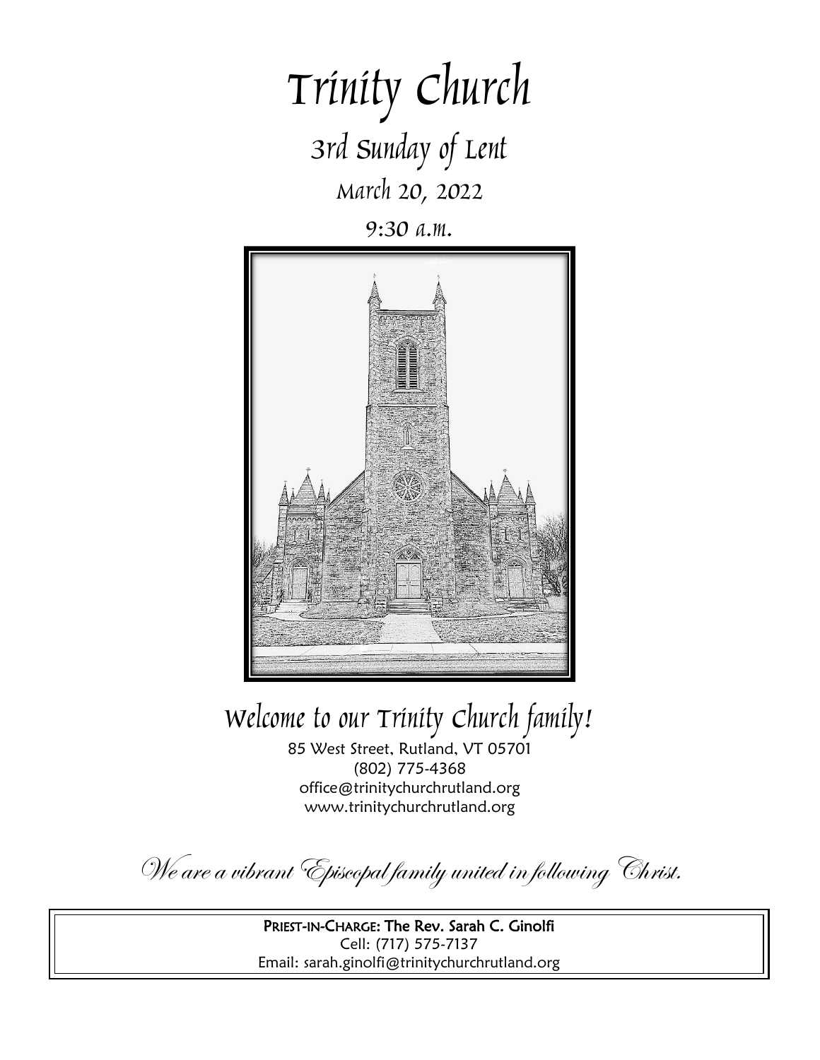# Trinity Church

## 3rd Sunday of Lent

March 20, 2022

9:30 a.m.

## Welcome to our Trinity Church family!

85 West Street, Rutland, VT 05701
(802) 775-4368
office@trinitychurchrutland.org
www.trinitychurchrutland.org

*We are a vibrant Episcopal family united in following Christ.*

**PRIEST-IN-CHARGE: The Rev. Sarah C. Ginolfi**
Cell: (717) 575-7137
Email: sarah.ginolfi@trinitychurchrutland.org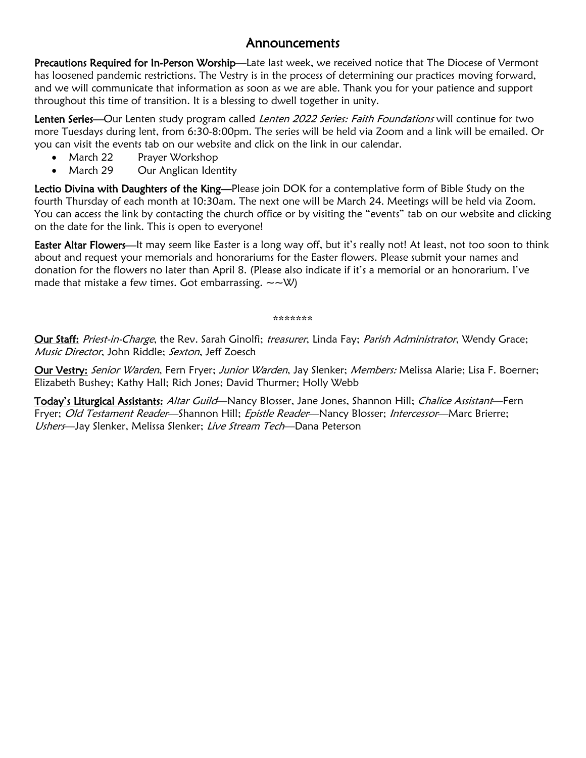# Announcements

**Precautions Required for In-Person Worship**—Late last week, we received notice that The Diocese of Vermont has loosened pandemic restrictions. The Vestry is in the process of determining our practices moving forward, and we will communicate that information as soon as we are able. Thank you for your patience and support throughout this time of transition. It is a blessing to dwell together in unity.

**Lenten Series**—Our Lenten study program called *Lenten 2022 Series: Faith Foundations* will continue for two more Tuesdays during lent, from 6:30-8:00pm. The series will be held via Zoom and a link will be emailed. Or you can visit the events tab on our website and click on the link in our calendar.

- March 22 Prayer Workshop
- March 29 Our Anglican Identity

**Lectio Divina with Daughters of the King**—Please join DOK for a contemplative form of Bible Study on the fourth Thursday of each month at 10:30am. The next one will be March 24. Meetings will be held via Zoom. You can access the link by contacting the church office or by visiting the "events" tab on our website and clicking on the date for the link. This is open to everyone!

**Easter Altar Flowers**—It may seem like Easter is a long way off, but it's really not! At least, not too soon to think about and request your memorials and honorariums for the Easter flowers. Please submit your names and donation for the flowers no later than April 8. (Please also indicate if it's a memorial or an honorarium. I've made that mistake a few times. Got embarrassing. ~~W)

*******

**Our Staff:** *Priest-in-Charge*, the Rev. Sarah Ginolfi; *treasurer*, Linda Fay; *Parish Administrator*, Wendy Grace; *Music Director*, John Riddle; *Sexton*, Jeff Zoesch

**Our Vestry:** *Senior Warden*, Fern Fryer; *Junior Warden*, Jay Slenker; *Members:* Melissa Alarie; Lisa F. Boerner; Elizabeth Bushey; Kathy Hall; Rich Jones; David Thurmer; Holly Webb

**Today's Liturgical Assistants:** *Altar Guild*—Nancy Blosser, Jane Jones, Shannon Hill; *Chalice Assistant*—Fern Fryer; *Old Testament Reader*—Shannon Hill; *Epistle Reader*—Nancy Blosser; *Intercessor*—Marc Brierre; *Ushers*—Jay Slenker, Melissa Slenker; *Live Stream Tech*—Dana Peterson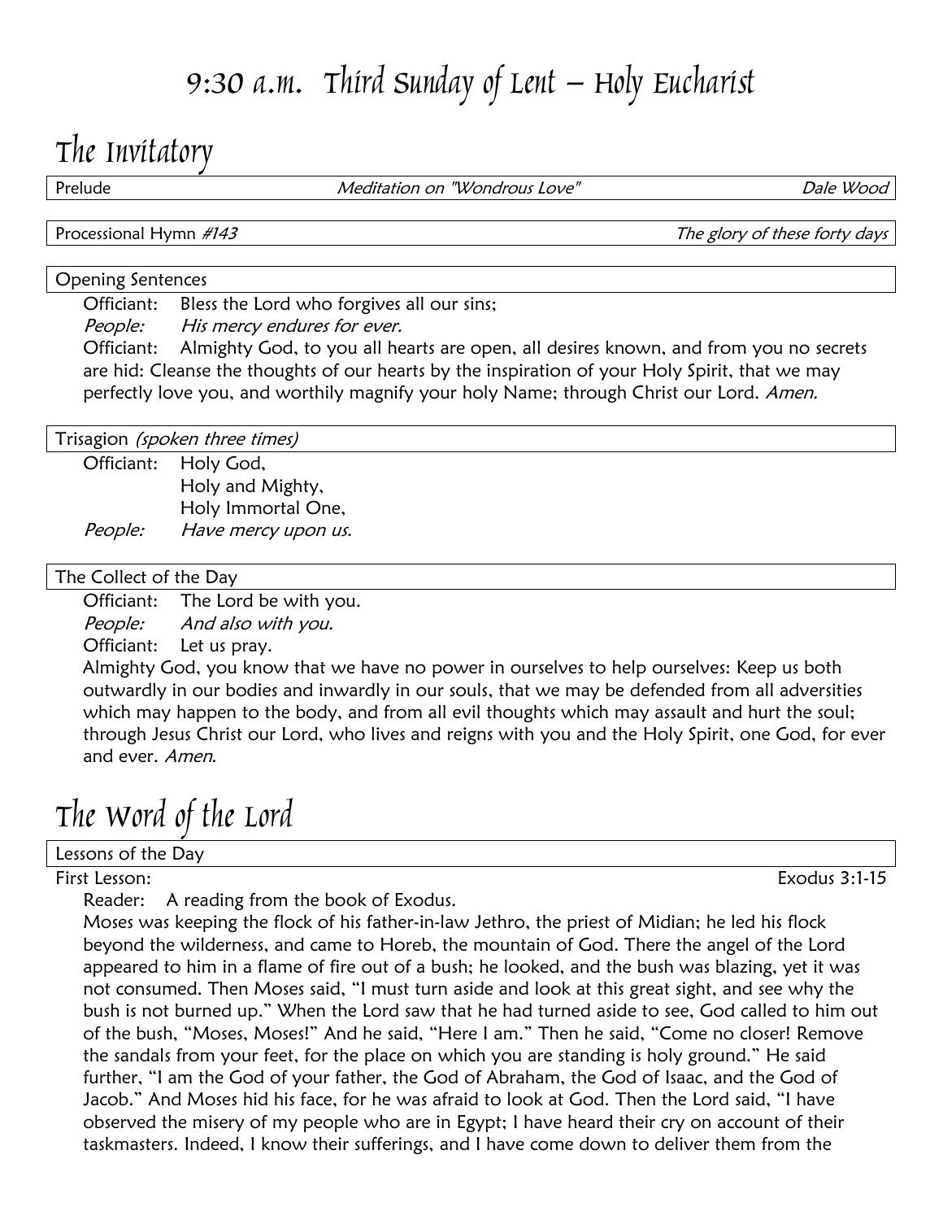# 9:30 a.m. Third Sunday of Lent – Holy Eucharist

## The Invitatory

Prelude *Meditation on "Wondrous Love"* *Dale Wood*

Processional Hymn *#143* *The glory of these forty days*

### Opening Sentences

Officiant: Bless the Lord who forgives all our sins;
*People: His mercy endures for ever.*
Officiant: Almighty God, to you all hearts are open, all desires known, and from you no secrets are hid: Cleanse the thoughts of our hearts by the inspiration of your Holy Spirit, that we may perfectly love you, and worthily magnify your holy Name; through Christ our Lord. *Amen.*

### Trisagion *(spoken three times)*

Officiant: Holy God,
Holy and Mighty,
Holy Immortal One,
*People: Have mercy upon us.*

### The Collect of the Day

Officiant: The Lord be with you.
*People: And also with you.*
Officiant: Let us pray.
Almighty God, you know that we have no power in ourselves to help ourselves: Keep us both outwardly in our bodies and inwardly in our souls, that we may be defended from all adversities which may happen to the body, and from all evil thoughts which may assault and hurt the soul; through Jesus Christ our Lord, who lives and reigns with you and the Holy Spirit, one God, for ever and ever. *Amen.*

## The Word of the Lord

### Lessons of the Day

First Lesson: Exodus 3:1-15

Reader: A reading from the book of Exodus.
Moses was keeping the flock of his father-in-law Jethro, the priest of Midian; he led his flock beyond the wilderness, and came to Horeb, the mountain of God. There the angel of the Lord appeared to him in a flame of fire out of a bush; he looked, and the bush was blazing, yet it was not consumed. Then Moses said, "I must turn aside and look at this great sight, and see why the bush is not burned up." When the Lord saw that he had turned aside to see, God called to him out of the bush, "Moses, Moses!" And he said, "Here I am." Then he said, "Come no closer! Remove the sandals from your feet, for the place on which you are standing is holy ground." He said further, "I am the God of your father, the God of Abraham, the God of Isaac, and the God of Jacob." And Moses hid his face, for he was afraid to look at God. Then the Lord said, "I have observed the misery of my people who are in Egypt; I have heard their cry on account of their taskmasters. Indeed, I know their sufferings, and I have come down to deliver them from the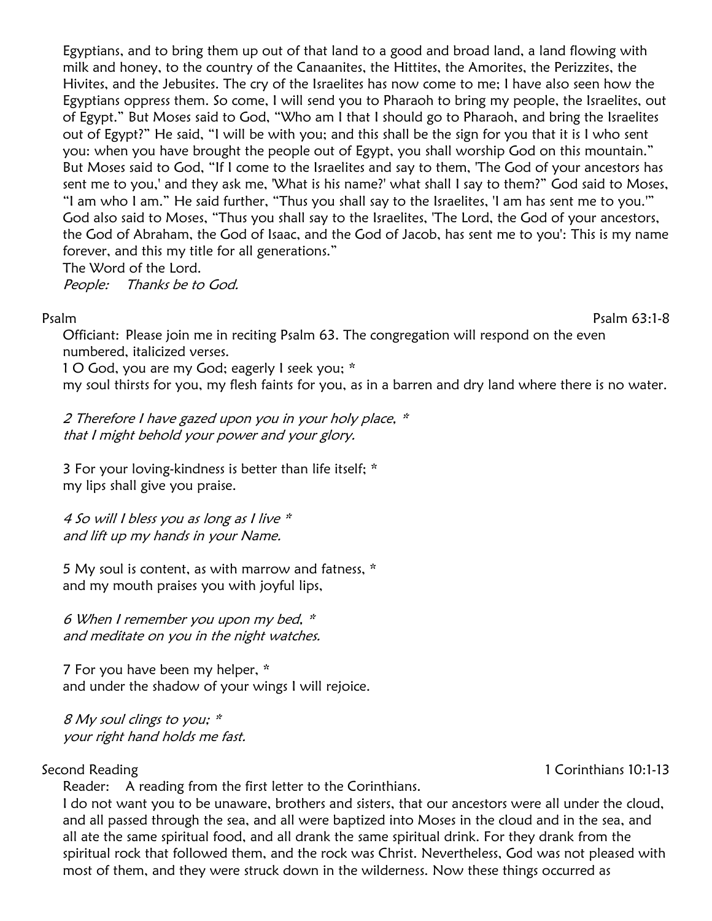Egyptians, and to bring them up out of that land to a good and broad land, a land flowing with milk and honey, to the country of the Canaanites, the Hittites, the Amorites, the Perizzites, the Hivites, and the Jebusites. The cry of the Israelites has now come to me; I have also seen how the Egyptians oppress them. So come, I will send you to Pharaoh to bring my people, the Israelites, out of Egypt." But Moses said to God, "Who am I that I should go to Pharaoh, and bring the Israelites out of Egypt?" He said, "I will be with you; and this shall be the sign for you that it is I who sent you: when you have brought the people out of Egypt, you shall worship God on this mountain." But Moses said to God, "If I come to the Israelites and say to them, 'The God of your ancestors has sent me to you,' and they ask me, 'What is his name?' what shall I say to them?" God said to Moses, "I am who I am." He said further, "Thus you shall say to the Israelites, 'I am has sent me to you.'" God also said to Moses, "Thus you shall say to the Israelites, 'The Lord, the God of your ancestors, the God of Abraham, the God of Isaac, and the God of Jacob, has sent me to you': This is my name forever, and this my title for all generations."

The Word of the Lord.

*People: Thanks be to God.*

Psalm — Psalm 63:1-8

Officiant: Please join me in reciting Psalm 63. The congregation will respond on the even numbered, italicized verses.

1 O God, you are my God; eagerly I seek you; *
my soul thirsts for you, my flesh faints for you, as in a barren and dry land where there is no water.

*2 Therefore I have gazed upon you in your holy place, \**
*that I might behold your power and your glory.*

3 For your loving-kindness is better than life itself; *
my lips shall give you praise.

*4 So will I bless you as long as I live \**
*and lift up my hands in your Name.*

5 My soul is content, as with marrow and fatness, *
and my mouth praises you with joyful lips,

*6 When I remember you upon my bed, \**
*and meditate on you in the night watches.*

7 For you have been my helper, *
and under the shadow of your wings I will rejoice.

*8 My soul clings to you; \**
*your right hand holds me fast.*

Second Reading — 1 Corinthians 10:1-13

Reader: A reading from the first letter to the Corinthians.

I do not want you to be unaware, brothers and sisters, that our ancestors were all under the cloud, and all passed through the sea, and all were baptized into Moses in the cloud and in the sea, and all ate the same spiritual food, and all drank the same spiritual drink. For they drank from the spiritual rock that followed them, and the rock was Christ. Nevertheless, God was not pleased with most of them, and they were struck down in the wilderness. Now these things occurred as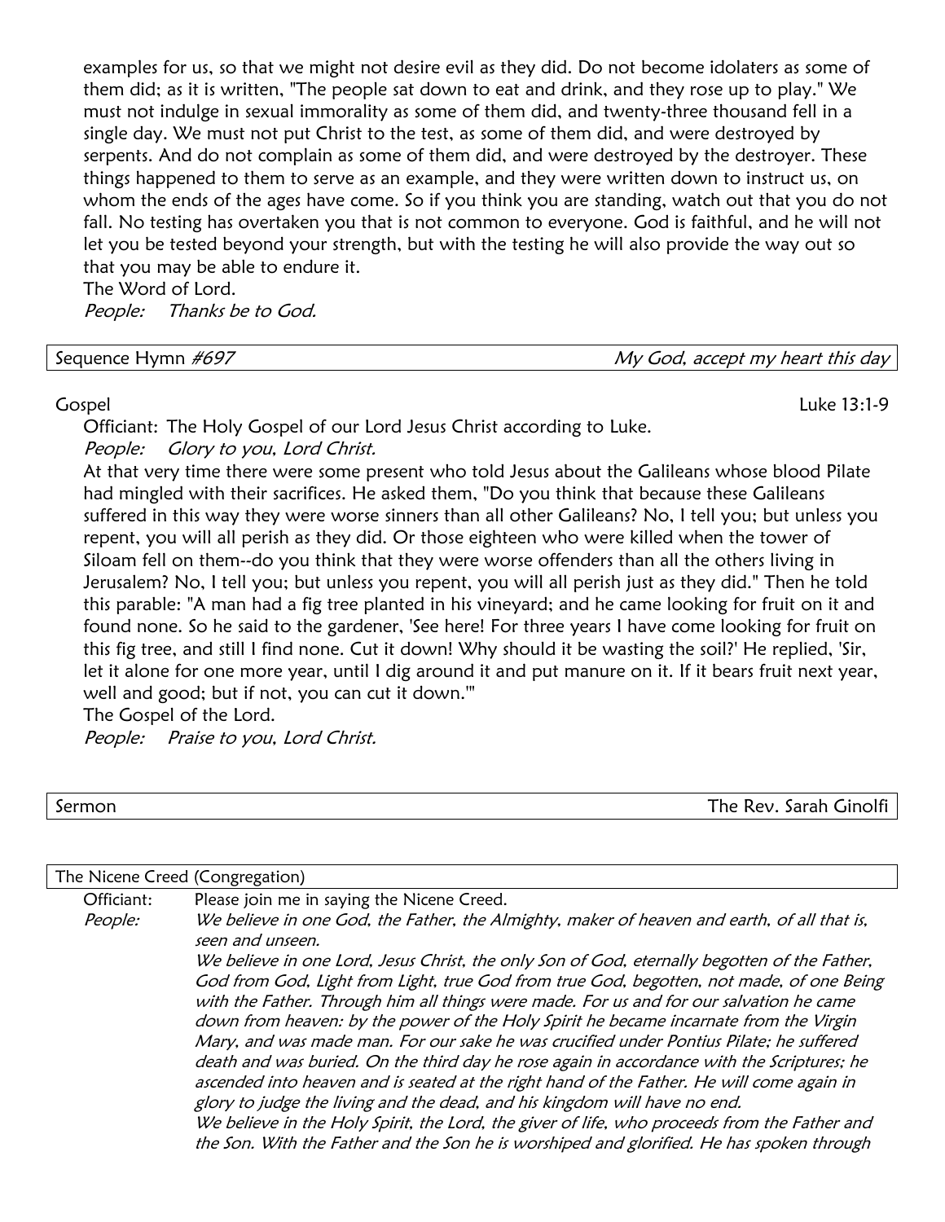examples for us, so that we might not desire evil as they did. Do not become idolaters as some of them did; as it is written, "The people sat down to eat and drink, and they rose up to play." We must not indulge in sexual immorality as some of them did, and twenty-three thousand fell in a single day. We must not put Christ to the test, as some of them did, and were destroyed by serpents. And do not complain as some of them did, and were destroyed by the destroyer. These things happened to them to serve as an example, and they were written down to instruct us, on whom the ends of the ages have come. So if you think you are standing, watch out that you do not fall. No testing has overtaken you that is not common to everyone. God is faithful, and he will not let you be tested beyond your strength, but with the testing he will also provide the way out so that you may be able to endure it.
The Word of Lord.
*People:* *Thanks be to God.*

Sequence Hymn *#697* — *My God, accept my heart this day*

Gospel — Luke 13:1-9

Officiant: The Holy Gospel of our Lord Jesus Christ according to Luke.
*People:* *Glory to you, Lord Christ.*

At that very time there were some present who told Jesus about the Galileans whose blood Pilate had mingled with their sacrifices. He asked them, "Do you think that because these Galileans suffered in this way they were worse sinners than all other Galileans? No, I tell you; but unless you repent, you will all perish as they did. Or those eighteen who were killed when the tower of Siloam fell on them--do you think that they were worse offenders than all the others living in Jerusalem? No, I tell you; but unless you repent, you will all perish just as they did." Then he told this parable: "A man had a fig tree planted in his vineyard; and he came looking for fruit on it and found none. So he said to the gardener, 'See here! For three years I have come looking for fruit on this fig tree, and still I find none. Cut it down! Why should it be wasting the soil?' He replied, 'Sir, let it alone for one more year, until I dig around it and put manure on it. If it bears fruit next year, well and good; but if not, you can cut it down.'"
The Gospel of the Lord.
*People:* *Praise to you, Lord Christ.*

Sermon — The Rev. Sarah Ginolfi

The Nicene Creed (Congregation)

Officiant: Please join me in saying the Nicene Creed.

*People:* *We believe in one God, the Father, the Almighty, maker of heaven and earth, of all that is, seen and unseen.*
*We believe in one Lord, Jesus Christ, the only Son of God, eternally begotten of the Father, God from God, Light from Light, true God from true God, begotten, not made, of one Being with the Father. Through him all things were made. For us and for our salvation he came down from heaven: by the power of the Holy Spirit he became incarnate from the Virgin Mary, and was made man. For our sake he was crucified under Pontius Pilate; he suffered death and was buried. On the third day he rose again in accordance with the Scriptures; he ascended into heaven and is seated at the right hand of the Father. He will come again in glory to judge the living and the dead, and his kingdom will have no end.*
*We believe in the Holy Spirit, the Lord, the giver of life, who proceeds from the Father and the Son. With the Father and the Son he is worshiped and glorified. He has spoken through*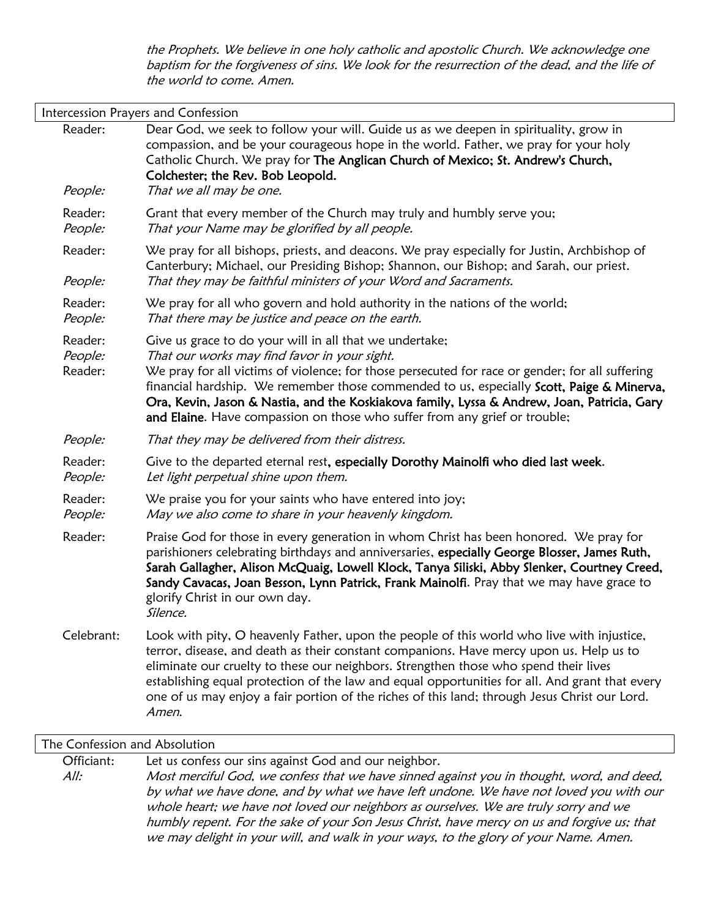*the Prophets. We believe in one holy catholic and apostolic Church. We acknowledge one baptism for the forgiveness of sins. We look for the resurrection of the dead, and the life of the world to come. Amen.*

## Intercession Prayers and Confession

Reader: Dear God, we seek to follow your will. Guide us as we deepen in spirituality, grow in compassion, and be your courageous hope in the world. Father, we pray for your holy Catholic Church. We pray for **The Anglican Church of Mexico; St. Andrew's Church, Colchester; the Rev. Bob Leopold.**

*People: That we all may be one.*

Reader: Grant that every member of the Church may truly and humbly serve you;

*People: That your Name may be glorified by all people.*

Reader: We pray for all bishops, priests, and deacons. We pray especially for Justin, Archbishop of Canterbury; Michael, our Presiding Bishop; Shannon, our Bishop; and Sarah, our priest.

*People: That they may be faithful ministers of your Word and Sacraments.*

Reader: We pray for all who govern and hold authority in the nations of the world;

*People: That there may be justice and peace on the earth.*

Reader: Give us grace to do your will in all that we undertake;

*People: That our works may find favor in your sight.*

Reader: We pray for all victims of violence; for those persecuted for race or gender; for all suffering financial hardship. We remember those commended to us, especially **Scott, Paige & Minerva, Ora, Kevin, Jason & Nastia, and the Koskiakova family, Lyssa & Andrew, Joan, Patricia, Gary and Elaine**. Have compassion on those who suffer from any grief or trouble;

*People: That they may be delivered from their distress.*

Reader: Give to the departed eternal rest**, especially Dorothy Mainolfi who died last week**.

*People: Let light perpetual shine upon them.*

Reader: We praise you for your saints who have entered into joy;

*People: May we also come to share in your heavenly kingdom.*

Reader: Praise God for those in every generation in whom Christ has been honored. We pray for parishioners celebrating birthdays and anniversaries, **especially George Blosser, James Ruth, Sarah Gallagher, Alison McQuaig, Lowell Klock, Tanya Siliski, Abby Slenker, Courtney Creed, Sandy Cavacas, Joan Besson, Lynn Patrick, Frank Mainolfi**. Pray that we may have grace to glorify Christ in our own day.

*Silence.*

Celebrant: Look with pity, O heavenly Father, upon the people of this world who live with injustice, terror, disease, and death as their constant companions. Have mercy upon us. Help us to eliminate our cruelty to these our neighbors. Strengthen those who spend their lives establishing equal protection of the law and equal opportunities for all. And grant that every one of us may enjoy a fair portion of the riches of this land; through Jesus Christ our Lord. *Amen.*

## The Confession and Absolution

Officiant: Let us confess our sins against God and our neighbor.

*All: Most merciful God, we confess that we have sinned against you in thought, word, and deed, by what we have done, and by what we have left undone. We have not loved you with our whole heart; we have not loved our neighbors as ourselves. We are truly sorry and we humbly repent. For the sake of your Son Jesus Christ, have mercy on us and forgive us; that we may delight in your will, and walk in your ways, to the glory of your Name. Amen.*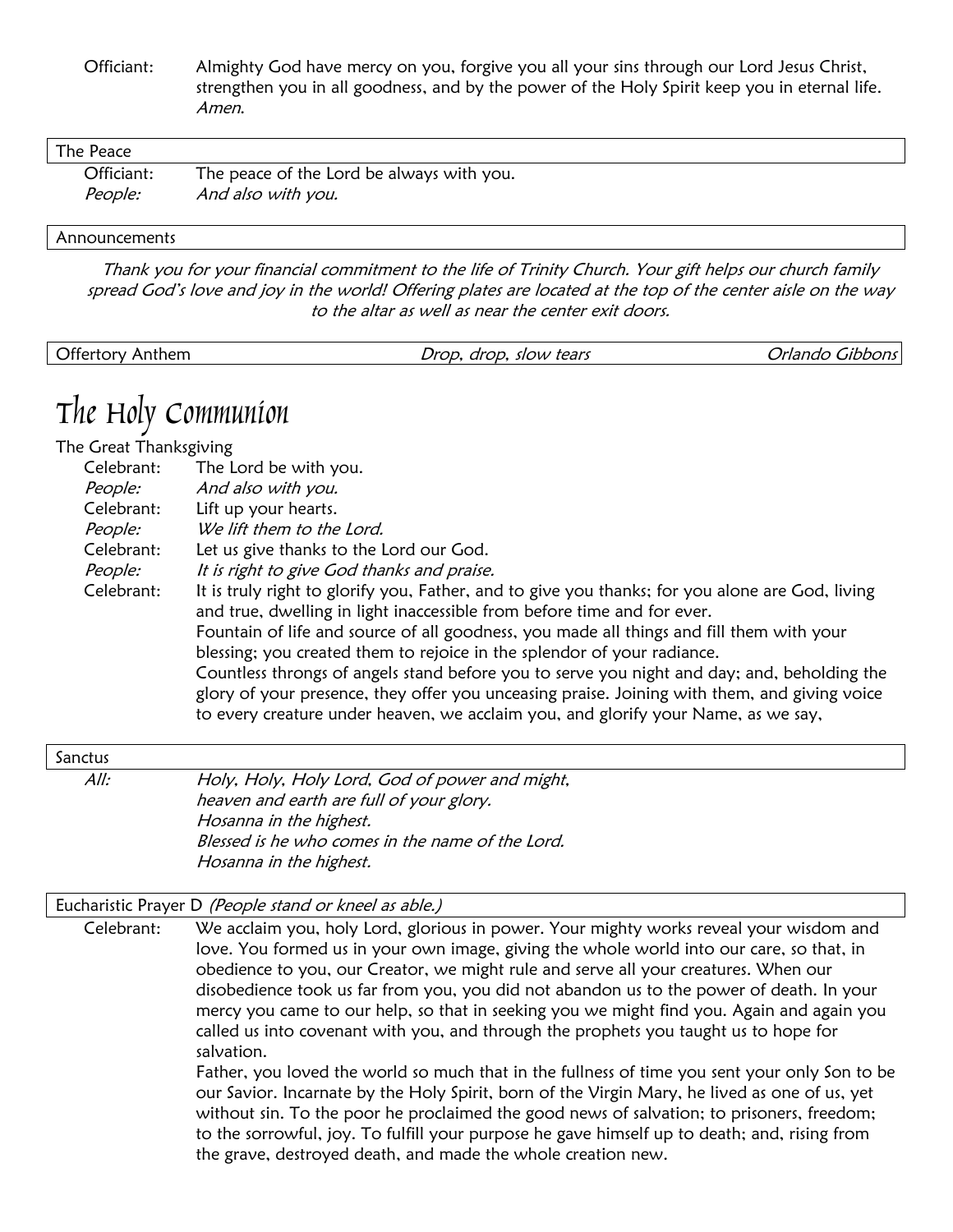Officiant: Almighty God have mercy on you, forgive you all your sins through our Lord Jesus Christ, strengthen you in all goodness, and by the power of the Holy Spirit keep you in eternal life. *Amen.*

### The Peace

Officiant: The peace of the Lord be always with you.
*People: And also with you.*

### Announcements

*Thank you for your financial commitment to the life of Trinity Church. Your gift helps our church family spread God's love and joy in the world! Offering plates are located at the top of the center aisle on the way to the altar as well as near the center exit doors.*

### Offertory Anthem — *Drop, drop, slow tears* — *Orlando Gibbons*

# The Holy Communion

### The Great Thanksgiving

Celebrant: The Lord be with you.
*People: And also with you.*
Celebrant: Lift up your hearts.
*People: We lift them to the Lord.*
Celebrant: Let us give thanks to the Lord our God.
*People: It is right to give God thanks and praise.*
Celebrant: It is truly right to glorify you, Father, and to give you thanks; for you alone are God, living and true, dwelling in light inaccessible from before time and for ever.
Fountain of life and source of all goodness, you made all things and fill them with your blessing; you created them to rejoice in the splendor of your radiance.
Countless throngs of angels stand before you to serve you night and day; and, beholding the glory of your presence, they offer you unceasing praise. Joining with them, and giving voice to every creature under heaven, we acclaim you, and glorify your Name, as we say,

### Sanctus

*All: Holy, Holy, Holy Lord, God of power and might,*
*heaven and earth are full of your glory.*
*Hosanna in the highest.*
*Blessed is he who comes in the name of the Lord.*
*Hosanna in the highest.*

### Eucharistic Prayer D *(People stand or kneel as able.)*

Celebrant: We acclaim you, holy Lord, glorious in power. Your mighty works reveal your wisdom and love. You formed us in your own image, giving the whole world into our care, so that, in obedience to you, our Creator, we might rule and serve all your creatures. When our disobedience took us far from you, you did not abandon us to the power of death. In your mercy you came to our help, so that in seeking you we might find you. Again and again you called us into covenant with you, and through the prophets you taught us to hope for salvation.
Father, you loved the world so much that in the fullness of time you sent your only Son to be our Savior. Incarnate by the Holy Spirit, born of the Virgin Mary, he lived as one of us, yet without sin. To the poor he proclaimed the good news of salvation; to prisoners, freedom; to the sorrowful, joy. To fulfill your purpose he gave himself up to death; and, rising from the grave, destroyed death, and made the whole creation new.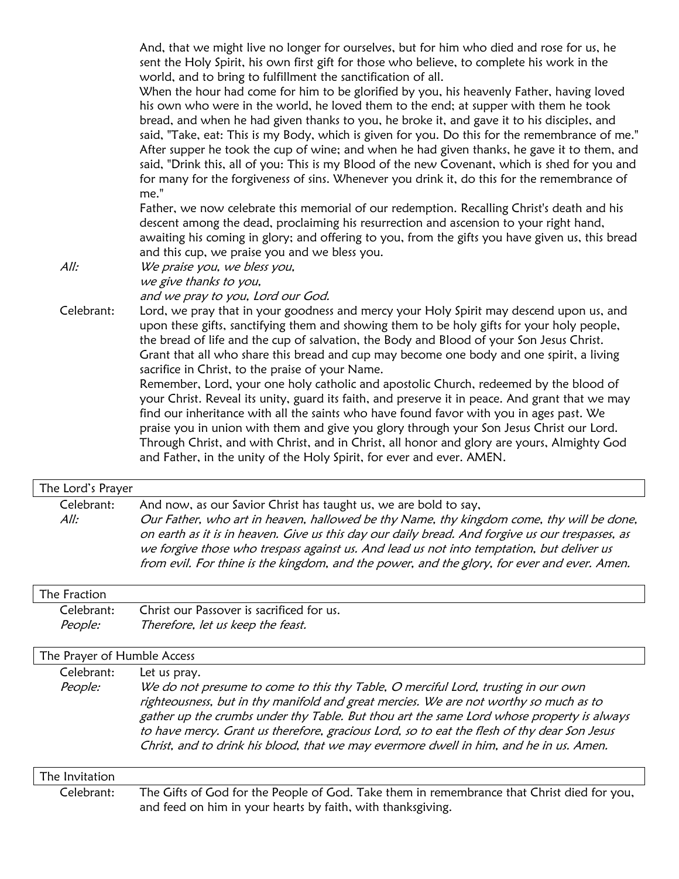And, that we might live no longer for ourselves, but for him who died and rose for us, he sent the Holy Spirit, his own first gift for those who believe, to complete his work in the world, and to bring to fulfillment the sanctification of all.

When the hour had come for him to be glorified by you, his heavenly Father, having loved his own who were in the world, he loved them to the end; at supper with them he took bread, and when he had given thanks to you, he broke it, and gave it to his disciples, and said, "Take, eat: This is my Body, which is given for you. Do this for the remembrance of me." After supper he took the cup of wine; and when he had given thanks, he gave it to them, and said, "Drink this, all of you: This is my Blood of the new Covenant, which is shed for you and for many for the forgiveness of sins. Whenever you drink it, do this for the remembrance of me."

Father, we now celebrate this memorial of our redemption. Recalling Christ's death and his descent among the dead, proclaiming his resurrection and ascension to your right hand, awaiting his coming in glory; and offering to you, from the gifts you have given us, this bread and this cup, we praise you and we bless you.

*All:* *We praise you, we bless you,*
*we give thanks to you,*
*and we pray to you, Lord our God.*

Celebrant: Lord, we pray that in your goodness and mercy your Holy Spirit may descend upon us, and upon these gifts, sanctifying them and showing them to be holy gifts for your holy people, the bread of life and the cup of salvation, the Body and Blood of your Son Jesus Christ. Grant that all who share this bread and cup may become one body and one spirit, a living sacrifice in Christ, to the praise of your Name.

Remember, Lord, your one holy catholic and apostolic Church, redeemed by the blood of your Christ. Reveal its unity, guard its faith, and preserve it in peace. And grant that we may find our inheritance with all the saints who have found favor with you in ages past. We praise you in union with them and give you glory through your Son Jesus Christ our Lord. Through Christ, and with Christ, and in Christ, all honor and glory are yours, Almighty God and Father, in the unity of the Holy Spirit, for ever and ever. AMEN.

## The Lord's Prayer

Celebrant: And now, as our Savior Christ has taught us, we are bold to say,

*All:* *Our Father, who art in heaven, hallowed be thy Name, thy kingdom come, thy will be done, on earth as it is in heaven. Give us this day our daily bread. And forgive us our trespasses, as we forgive those who trespass against us. And lead us not into temptation, but deliver us from evil. For thine is the kingdom, and the power, and the glory, for ever and ever. Amen.*

## The Fraction

Celebrant: Christ our Passover is sacrificed for us.

*People:* *Therefore, let us keep the feast.*

## The Prayer of Humble Access

Celebrant: Let us pray.

*People:* *We do not presume to come to this thy Table, O merciful Lord, trusting in our own righteousness, but in thy manifold and great mercies. We are not worthy so much as to gather up the crumbs under thy Table. But thou art the same Lord whose property is always to have mercy. Grant us therefore, gracious Lord, so to eat the flesh of thy dear Son Jesus Christ, and to drink his blood, that we may evermore dwell in him, and he in us. Amen.*

## The Invitation

Celebrant: The Gifts of God for the People of God. Take them in remembrance that Christ died for you, and feed on him in your hearts by faith, with thanksgiving.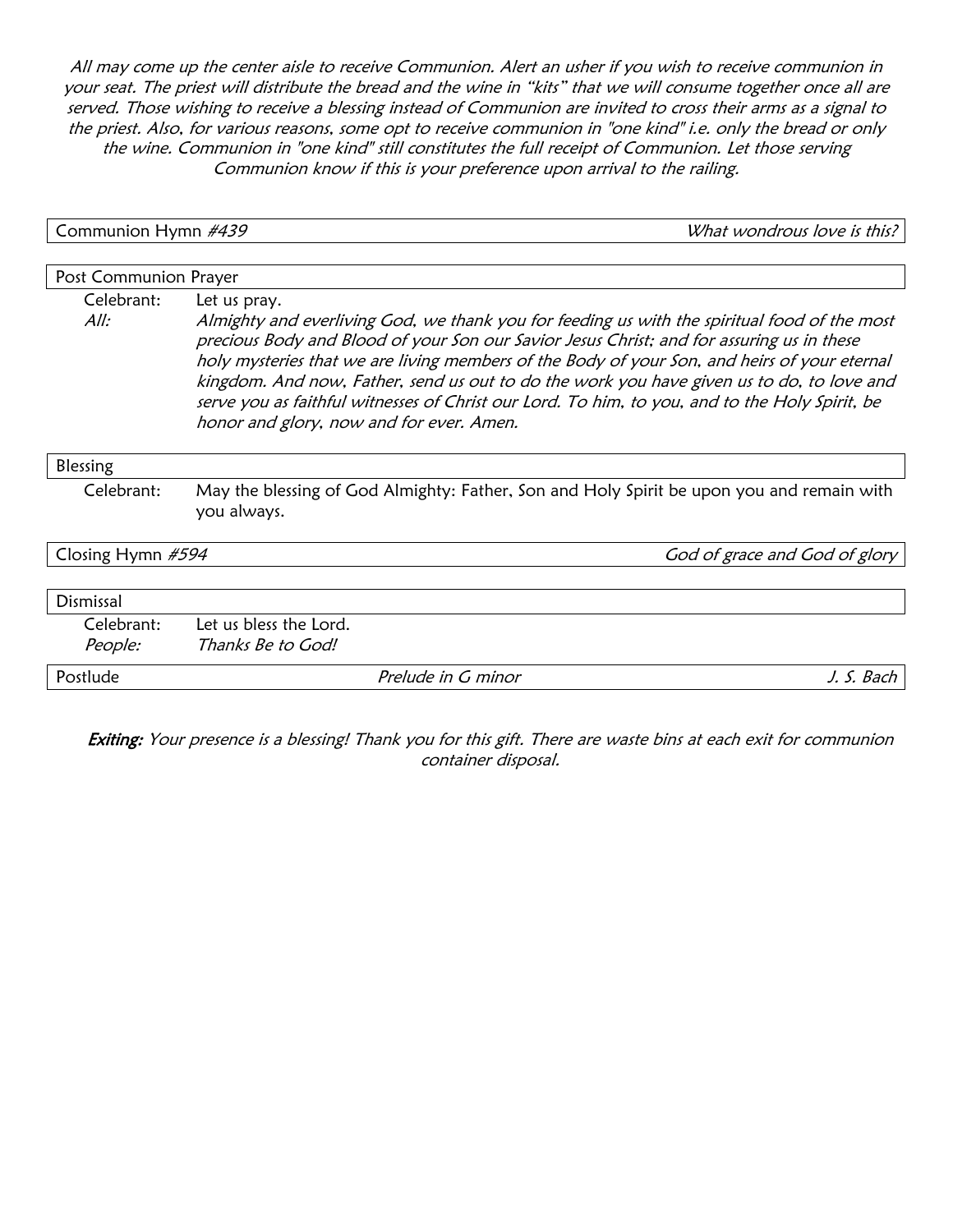*All may come up the center aisle to receive Communion. Alert an usher if you wish to receive communion in your seat. The priest will distribute the bread and the wine in "kits" that we will consume together once all are served. Those wishing to receive a blessing instead of Communion are invited to cross their arms as a signal to the priest. Also, for various reasons, some opt to receive communion in "one kind" i.e. only the bread or only the wine. Communion in "one kind" still constitutes the full receipt of Communion. Let those serving Communion know if this is your preference upon arrival to the railing.*

Communion Hymn *#439* — *What wondrous love is this?*

Post Communion Prayer

Celebrant: Let us pray.

*All:* *Almighty and everliving God, we thank you for feeding us with the spiritual food of the most precious Body and Blood of your Son our Savior Jesus Christ; and for assuring us in these holy mysteries that we are living members of the Body of your Son, and heirs of your eternal kingdom. And now, Father, send us out to do the work you have given us to do, to love and serve you as faithful witnesses of Christ our Lord. To him, to you, and to the Holy Spirit, be honor and glory, now and for ever. Amen.*

Blessing

Celebrant: May the blessing of God Almighty: Father, Son and Holy Spirit be upon you and remain with you always.

Closing Hymn *#594* — *God of grace and God of glory*

Dismissal

Celebrant: Let us bless the Lord.

*People:* *Thanks Be to God!*

Postlude — *Prelude in G minor* — *J. S. Bach*

***Exiting:*** *Your presence is a blessing! Thank you for this gift. There are waste bins at each exit for communion container disposal.*